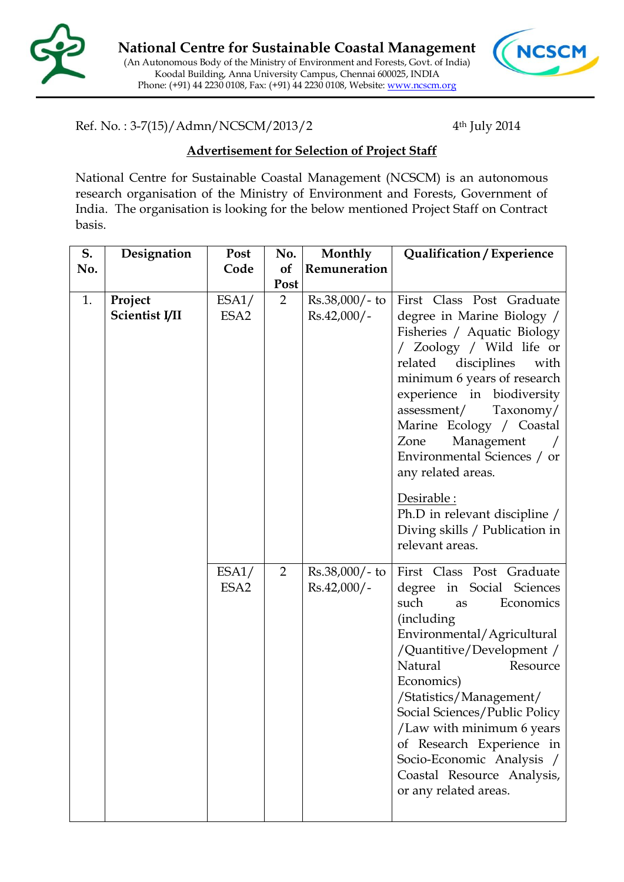# National Centre for Sustainable Coastal Management

(An Autonomous Body of the Ministry of Environment and Forests, Govt. of India)
Koodal Building, Anna University Campus, Chennai 600025, INDIA
Phone: (+91) 44 2230 0108, Fax: (+91) 44 2230 0108, Website: www.ncscm.org

Ref. No. : 3-7(15)/Admn/NCSCM/2013/2 4th July 2014

## Advertisement for Selection of Project Staff

National Centre for Sustainable Coastal Management (NCSCM) is an autonomous research organisation of the Ministry of Environment and Forests, Government of India. The organisation is looking for the below mentioned Project Staff on Contract basis.

| S. No. | Designation | Post Code | No. of Post | Monthly Remuneration | Qualification / Experience |
|---|---|---|---|---|---|
| 1. | **Project Scientist I/II** | ESA1/ ESA2 | 2 | Rs.38,000/- to Rs.42,000/- | First Class Post Graduate degree in Marine Biology / Fisheries / Aquatic Biology / Zoology / Wild life or related disciplines with minimum 6 years of research experience in biodiversity assessment/ Taxonomy/ Marine Ecology / Coastal Zone Management / Environmental Sciences / or any related areas.<br><br>Desirable :<br>Ph.D in relevant discipline / Diving skills / Publication in relevant areas. |
| | | ESA1/ ESA2 | 2 | Rs.38,000/- to Rs.42,000/- | First Class Post Graduate degree in Social Sciences such as Economics (including Environmental/Agricultural /Quantitive/Development / Natural Resource Economics) /Statistics/Management/ Social Sciences/Public Policy /Law with minimum 6 years of Research Experience in Socio-Economic Analysis / Coastal Resource Analysis, or any related areas. |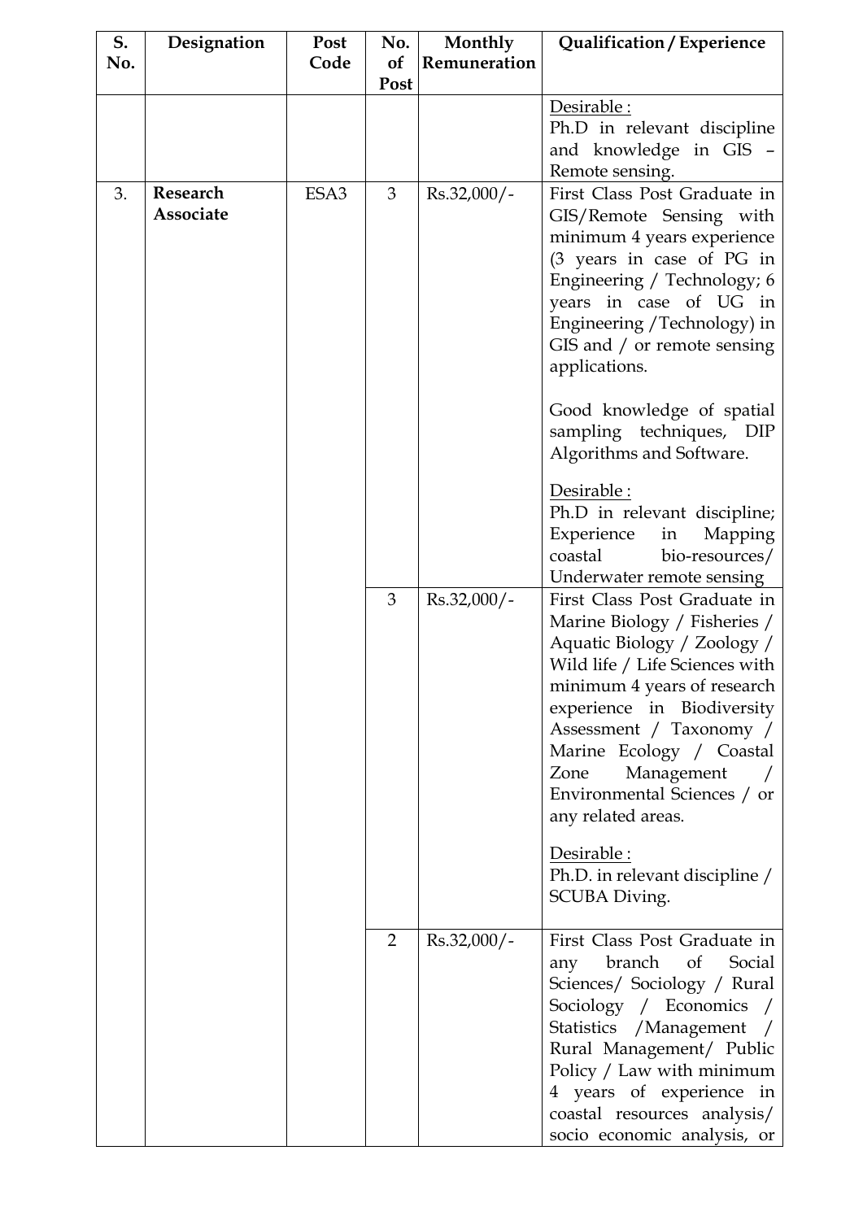| S. No. | Designation | Post Code | No. of Post | Monthly Remuneration | Qualification / Experience |
|---|---|---|---|---|---|
| | | | | | Desirable :<br>Ph.D in relevant discipline and knowledge in GIS – Remote sensing. |
| 3. | **Research Associate** | ESA3 | 3 | Rs.32,000/- | First Class Post Graduate in GIS/Remote Sensing with minimum 4 years experience (3 years in case of PG in Engineering / Technology; 6 years in case of UG in Engineering /Technology) in GIS and / or remote sensing applications.<br><br>Good knowledge of spatial sampling techniques, DIP Algorithms and Software.<br><br>Desirable :<br>Ph.D in relevant discipline; Experience in Mapping coastal bio-resources/ Underwater remote sensing |
| | | | 3 | Rs.32,000/- | First Class Post Graduate in Marine Biology / Fisheries / Aquatic Biology / Zoology / Wild life / Life Sciences with minimum 4 years of research experience in Biodiversity Assessment / Taxonomy / Marine Ecology / Coastal Zone Management / Environmental Sciences / or any related areas.<br><br>Desirable :<br>Ph.D. in relevant discipline / SCUBA Diving. |
| | | | 2 | Rs.32,000/- | First Class Post Graduate in any branch of Social Sciences/ Sociology / Rural Sociology / Economics / Statistics /Management / Rural Management/ Public Policy / Law with minimum 4 years of experience in coastal resources analysis/ socio economic analysis, or |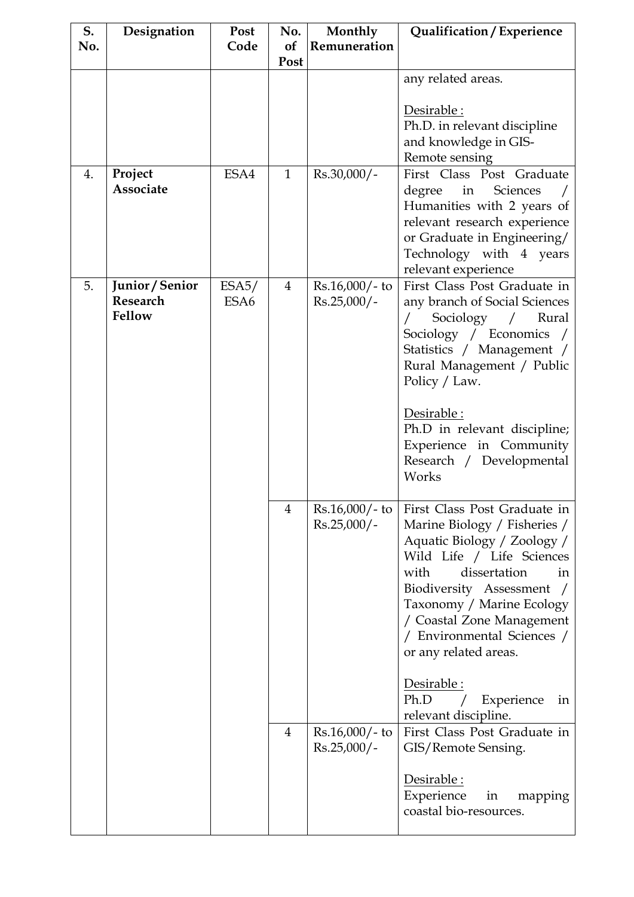| S. No. | Designation | Post Code | No. of Post | Monthly Remuneration | Qualification / Experience |
|---|---|---|---|---|---|
| | | | | | any related areas.<br><br>Desirable :<br>Ph.D. in relevant discipline and knowledge in GIS-Remote sensing |
| 4. | **Project Associate** | ESA4 | 1 | Rs.30,000/- | First Class Post Graduate degree in Sciences / Humanities with 2 years of relevant research experience or Graduate in Engineering/ Technology with 4 years relevant experience |
| 5. | **Junior / Senior Research Fellow** | ESA5/ ESA6 | 4 | Rs.16,000/- to Rs.25,000/- | First Class Post Graduate in any branch of Social Sciences / Sociology / Rural Sociology / Economics / Statistics / Management / Rural Management / Public Policy / Law.<br><br>Desirable :<br>Ph.D in relevant discipline; Experience in Community Research / Developmental Works |
| | | | 4 | Rs.16,000/- to Rs.25,000/- | First Class Post Graduate in Marine Biology / Fisheries / Aquatic Biology / Zoology / Wild Life / Life Sciences with dissertation in Biodiversity Assessment / Taxonomy / Marine Ecology / Coastal Zone Management / Environmental Sciences / or any related areas.<br><br>Desirable :<br>Ph.D / Experience in relevant discipline. |
| | | | 4 | Rs.16,000/- to Rs.25,000/- | First Class Post Graduate in GIS/Remote Sensing.<br><br>Desirable :<br>Experience in mapping coastal bio-resources. |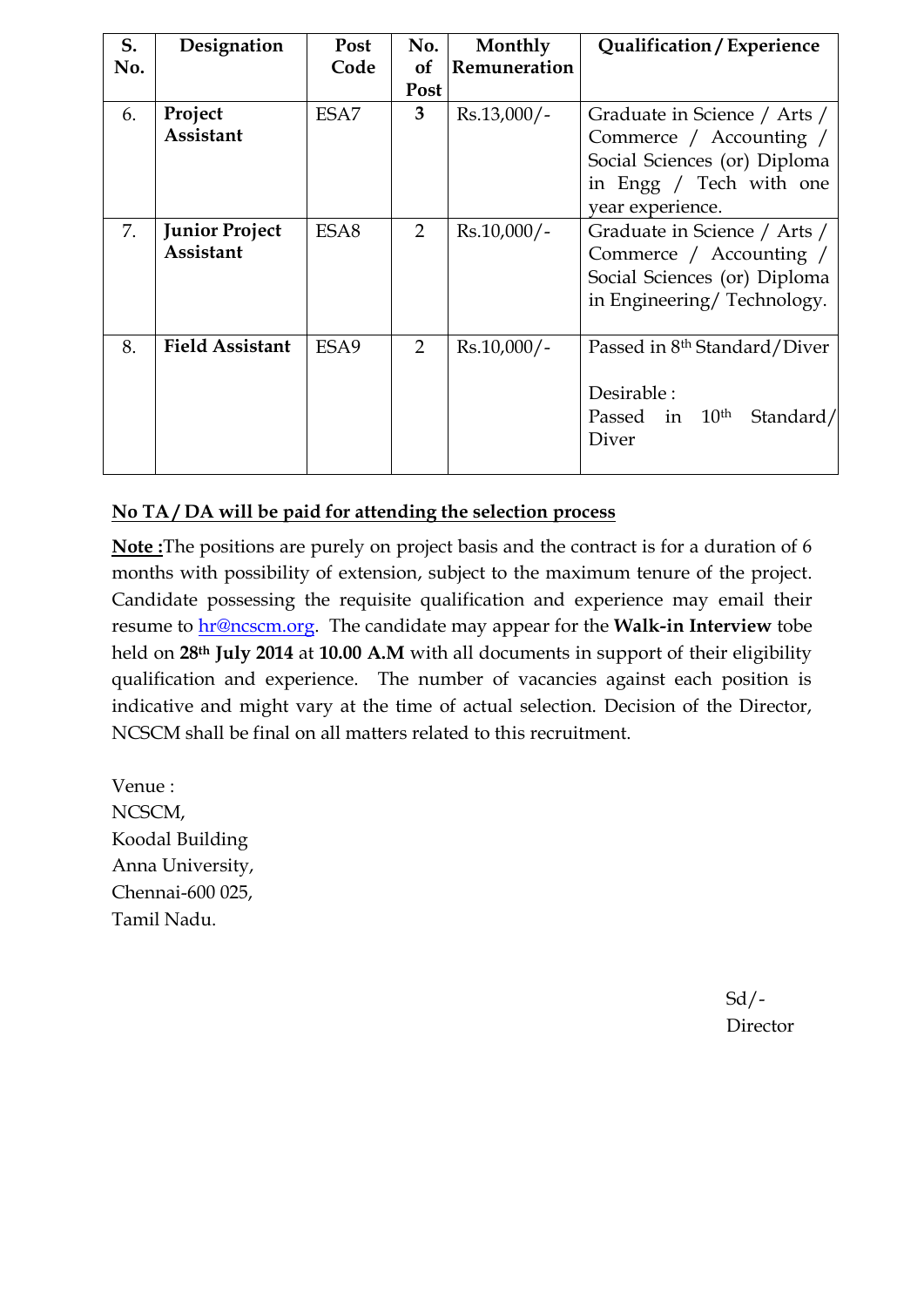| S. No. | Designation | Post Code | No. of Post | Monthly Remuneration | Qualification / Experience |
|---|---|---|---|---|---|
| 6. | **Project Assistant** | ESA7 | **3** | Rs.13,000/- | Graduate in Science / Arts / Commerce / Accounting / Social Sciences (or) Diploma in Engg / Tech with one year experience. |
| 7. | **Junior Project Assistant** | ESA8 | 2 | Rs.10,000/- | Graduate in Science / Arts / Commerce / Accounting / Social Sciences (or) Diploma in Engineering/ Technology. |
| 8. | **Field Assistant** | ESA9 | 2 | Rs.10,000/- | Passed in 8th Standard/Diver<br><br>Desirable :<br>Passed in 10th Standard/ Diver |

**No TA / DA will be paid for attending the selection process**

**Note :**The positions are purely on project basis and the contract is for a duration of 6 months with possibility of extension, subject to the maximum tenure of the project. Candidate possessing the requisite qualification and experience may email their resume to hr@ncscm.org. The candidate may appear for the **Walk-in Interview** tobe held on **28th July 2014** at **10.00 A.M** with all documents in support of their eligibility qualification and experience. The number of vacancies against each position is indicative and might vary at the time of actual selection. Decision of the Director, NCSCM shall be final on all matters related to this recruitment.

Venue :
NCSCM,
Koodal Building
Anna University,
Chennai-600 025,
Tamil Nadu.

Sd/-
Director